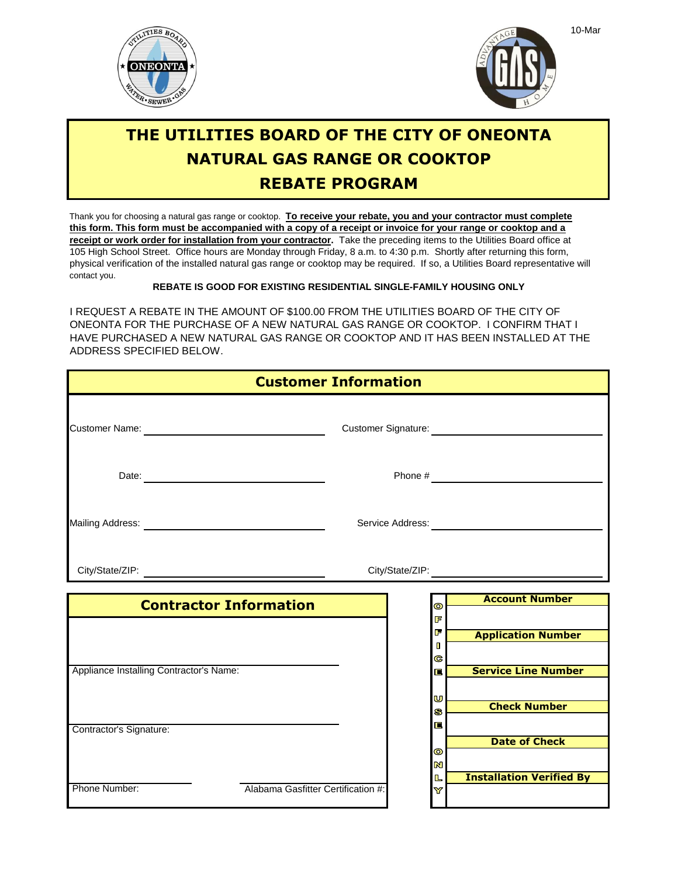10-Mar

# THE UTILITIES BOARD OF THE CITY OF ONEONTA
# NATURAL GAS RANGE OR COOKTOP
# REBATE PROGRAM

Thank you for choosing a natural gas range or cooktop. **To receive your rebate, you and your contractor must complete this form. This form must be accompanied with a copy of a receipt or invoice for your range or cooktop and a receipt or work order for installation from your contractor.** Take the preceding items to the Utilities Board office at 105 High School Street. Office hours are Monday through Friday, 8 a.m. to 4:30 p.m. Shortly after returning this form, physical verification of the installed natural gas range or cooktop may be required. If so, a Utilities Board representative will contact you.

**REBATE IS GOOD FOR EXISTING RESIDENTIAL SINGLE-FAMILY HOUSING ONLY**

I REQUEST A REBATE IN THE AMOUNT OF $100.00 FROM THE UTILITIES BOARD OF THE CITY OF ONEONTA FOR THE PURCHASE OF A NEW NATURAL GAS RANGE OR COOKTOP. I CONFIRM THAT I HAVE PURCHASED A NEW NATURAL GAS RANGE OR COOKTOP AND IT HAS BEEN INSTALLED AT THE ADDRESS SPECIFIED BELOW.

## Customer Information

Customer Name: ______________________ Customer Signature: ______________________

Date: ______________________ Phone # ______________________

Mailing Address: ______________________ Service Address: ______________________

City/State/ZIP: ______________________ City/State/ZIP: ______________________

## Contractor Information

Appliance Installing Contractor's Name: ______________________

Contractor's Signature: ______________________

Phone Number: ______________________ Alabama Gasfitter Certification #: ______________________

## OFFICE USE ONLY

| Account Number |
| --- |
| |
| **Application Number** |
| |
| **Service Line Number** |
| |
| **Check Number** |
| |
| **Date of Check** |
| |
| **Installation Verified By** |
| |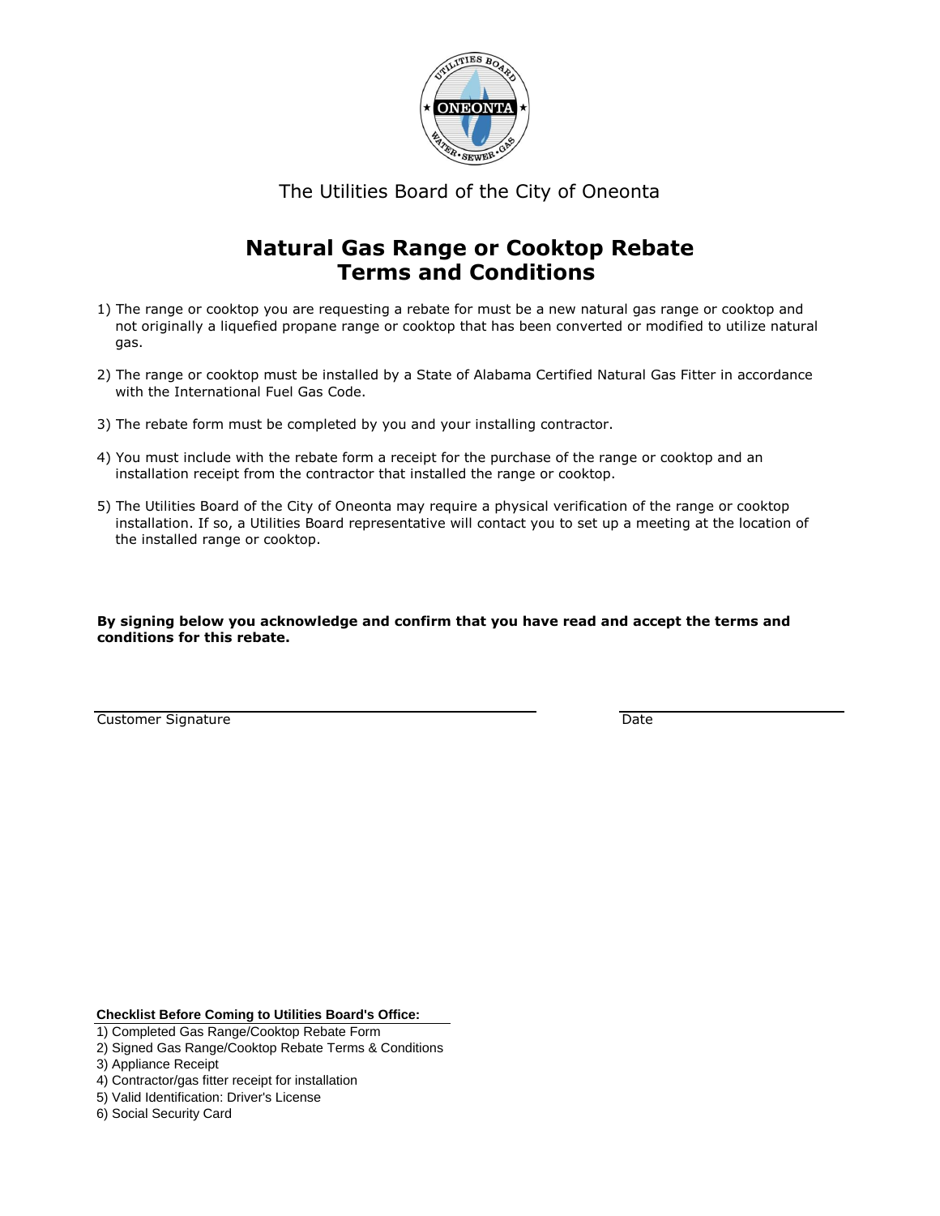The Utilities Board of the City of Oneonta

# Natural Gas Range or Cooktop Rebate Terms and Conditions

1) The range or cooktop you are requesting a rebate for must be a new natural gas range or cooktop and not originally a liquefied propane range or cooktop that has been converted or modified to utilize natural gas.
2) The range or cooktop must be installed by a State of Alabama Certified Natural Gas Fitter in accordance with the International Fuel Gas Code.
3) The rebate form must be completed by you and your installing contractor.
4) You must include with the rebate form a receipt for the purchase of the range or cooktop and an installation receipt from the contractor that installed the range or cooktop.
5) The Utilities Board of the City of Oneonta may require a physical verification of the range or cooktop installation. If so, a Utilities Board representative will contact you to set up a meeting at the location of the installed range or cooktop.

**By signing below you acknowledge and confirm that you have read and accept the terms and conditions for this rebate.**

Customer Signature \_\_\_\_\_\_\_\_\_\_\_\_\_\_\_\_\_\_\_\_ Date \_\_\_\_\_\_\_\_\_\_

**Checklist Before Coming to Utilities Board's Office:**

1) Completed Gas Range/Cooktop Rebate Form
2) Signed Gas Range/Cooktop Rebate Terms & Conditions
3) Appliance Receipt
4) Contractor/gas fitter receipt for installation
5) Valid Identification: Driver's License
6) Social Security Card